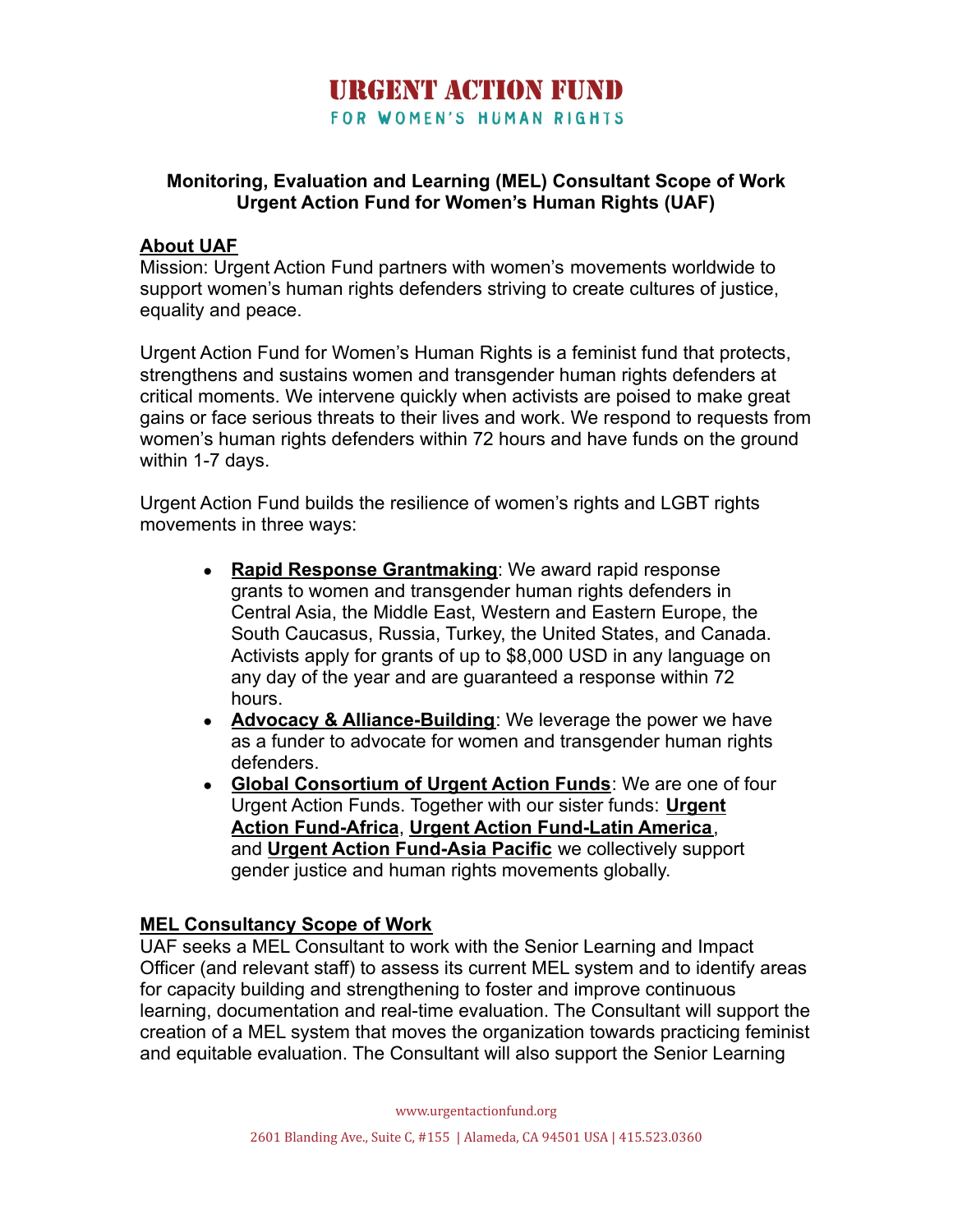# URGENT ACTION FUND

FOR WOMEN'S HUMAN RIGHTS

**Monitoring, Evaluation and Learning (MEL) Consultant Scope of Work**
**Urgent Action Fund for Women's Human Rights (UAF)**

## About UAF

Mission: Urgent Action Fund partners with women's movements worldwide to support women's human rights defenders striving to create cultures of justice, equality and peace.

Urgent Action Fund for Women's Human Rights is a feminist fund that protects, strengthens and sustains women and transgender human rights defenders at critical moments. We intervene quickly when activists are poised to make great gains or face serious threats to their lives and work. We respond to requests from women's human rights defenders within 72 hours and have funds on the ground within 1-7 days.

Urgent Action Fund builds the resilience of women's rights and LGBT rights movements in three ways:

- **Rapid Response Grantmaking**: We award rapid response grants to women and transgender human rights defenders in Central Asia, the Middle East, Western and Eastern Europe, the South Caucasus, Russia, Turkey, the United States, and Canada. Activists apply for grants of up to $8,000 USD in any language on any day of the year and are guaranteed a response within 72 hours.
- **Advocacy & Alliance-Building**: We leverage the power we have as a funder to advocate for women and transgender human rights defenders.
- **Global Consortium of Urgent Action Funds**: We are one of four Urgent Action Funds. Together with our sister funds: **Urgent Action Fund-Africa**, **Urgent Action Fund-Latin America**, and **Urgent Action Fund-Asia Pacific** we collectively support gender justice and human rights movements globally.

## MEL Consultancy Scope of Work

UAF seeks a MEL Consultant to work with the Senior Learning and Impact Officer (and relevant staff) to assess its current MEL system and to identify areas for capacity building and strengthening to foster and improve continuous learning, documentation and real-time evaluation. The Consultant will support the creation of a MEL system that moves the organization towards practicing feminist and equitable evaluation. The Consultant will also support the Senior Learning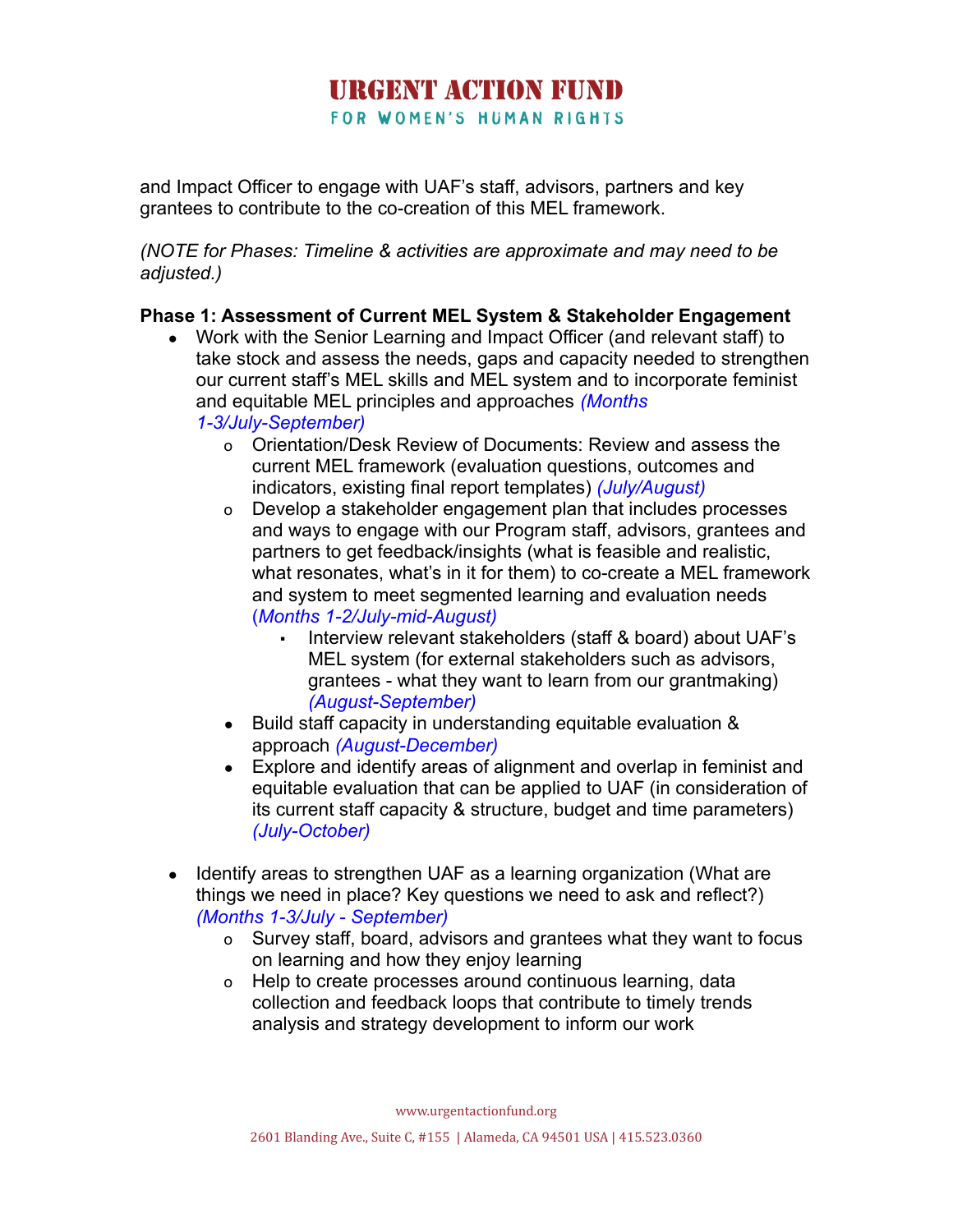and Impact Officer to engage with UAF's staff, advisors, partners and key grantees to contribute to the co-creation of this MEL framework.

*(NOTE for Phases: Timeline & activities are approximate and may need to be adjusted.)*

**Phase 1: Assessment of Current MEL System & Stakeholder Engagement**

- Work with the Senior Learning and Impact Officer (and relevant staff) to take stock and assess the needs, gaps and capacity needed to strengthen our current staff's MEL skills and MEL system and to incorporate feminist and equitable MEL principles and approaches *(Months 1-3/July-September)*
    - Orientation/Desk Review of Documents: Review and assess the current MEL framework (evaluation questions, outcomes and indicators, existing final report templates) *(July/August)*
    - Develop a stakeholder engagement plan that includes processes and ways to engage with our Program staff, advisors, grantees and partners to get feedback/insights (what is feasible and realistic, what resonates, what's in it for them) to co-create a MEL framework and system to meet segmented learning and evaluation needs *(Months 1-2/July-mid-August)*
        - Interview relevant stakeholders (staff & board) about UAF's MEL system (for external stakeholders such as advisors, grantees - what they want to learn from our grantmaking) *(August-September)*
    - Build staff capacity in understanding equitable evaluation & approach *(August-December)*
    - Explore and identify areas of alignment and overlap in feminist and equitable evaluation that can be applied to UAF (in consideration of its current staff capacity & structure, budget and time parameters) *(July-October)*

- Identify areas to strengthen UAF as a learning organization (What are things we need in place? Key questions we need to ask and reflect?) *(Months 1-3/July - September)*
    - Survey staff, board, advisors and grantees what they want to focus on learning and how they enjoy learning
    - Help to create processes around continuous learning, data collection and feedback loops that contribute to timely trends analysis and strategy development to inform our work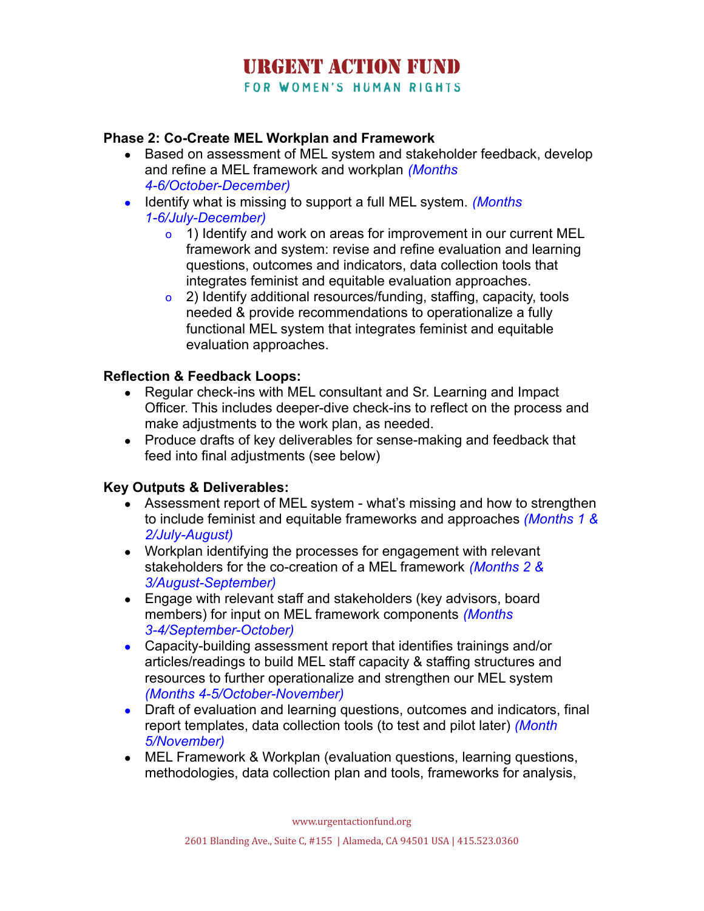### Phase 2: Co-Create MEL Workplan and Framework

- Based on assessment of MEL system and stakeholder feedback, develop and refine a MEL framework and workplan *(Months 4-6/October-December)*
- Identify what is missing to support a full MEL system. *(Months 1-6/July-December)*
  - 1) Identify and work on areas for improvement in our current MEL framework and system: revise and refine evaluation and learning questions, outcomes and indicators, data collection tools that integrates feminist and equitable evaluation approaches.
  - 2) Identify additional resources/funding, staffing, capacity, tools needed & provide recommendations to operationalize a fully functional MEL system that integrates feminist and equitable evaluation approaches.

### Reflection & Feedback Loops:

- Regular check-ins with MEL consultant and Sr. Learning and Impact Officer. This includes deeper-dive check-ins to reflect on the process and make adjustments to the work plan, as needed.
- Produce drafts of key deliverables for sense-making and feedback that feed into final adjustments (see below)

### Key Outputs & Deliverables:

- Assessment report of MEL system - what's missing and how to strengthen to include feminist and equitable frameworks and approaches *(Months 1 & 2/July-August)*
- Workplan identifying the processes for engagement with relevant stakeholders for the co-creation of a MEL framework *(Months 2 & 3/August-September)*
- Engage with relevant staff and stakeholders (key advisors, board members) for input on MEL framework components *(Months 3-4/September-October)*
- Capacity-building assessment report that identifies trainings and/or articles/readings to build MEL staff capacity & staffing structures and resources to further operationalize and strengthen our MEL system *(Months 4-5/October-November)*
- Draft of evaluation and learning questions, outcomes and indicators, final report templates, data collection tools (to test and pilot later) *(Month 5/November)*
- MEL Framework & Workplan (evaluation questions, learning questions, methodologies, data collection plan and tools, frameworks for analysis,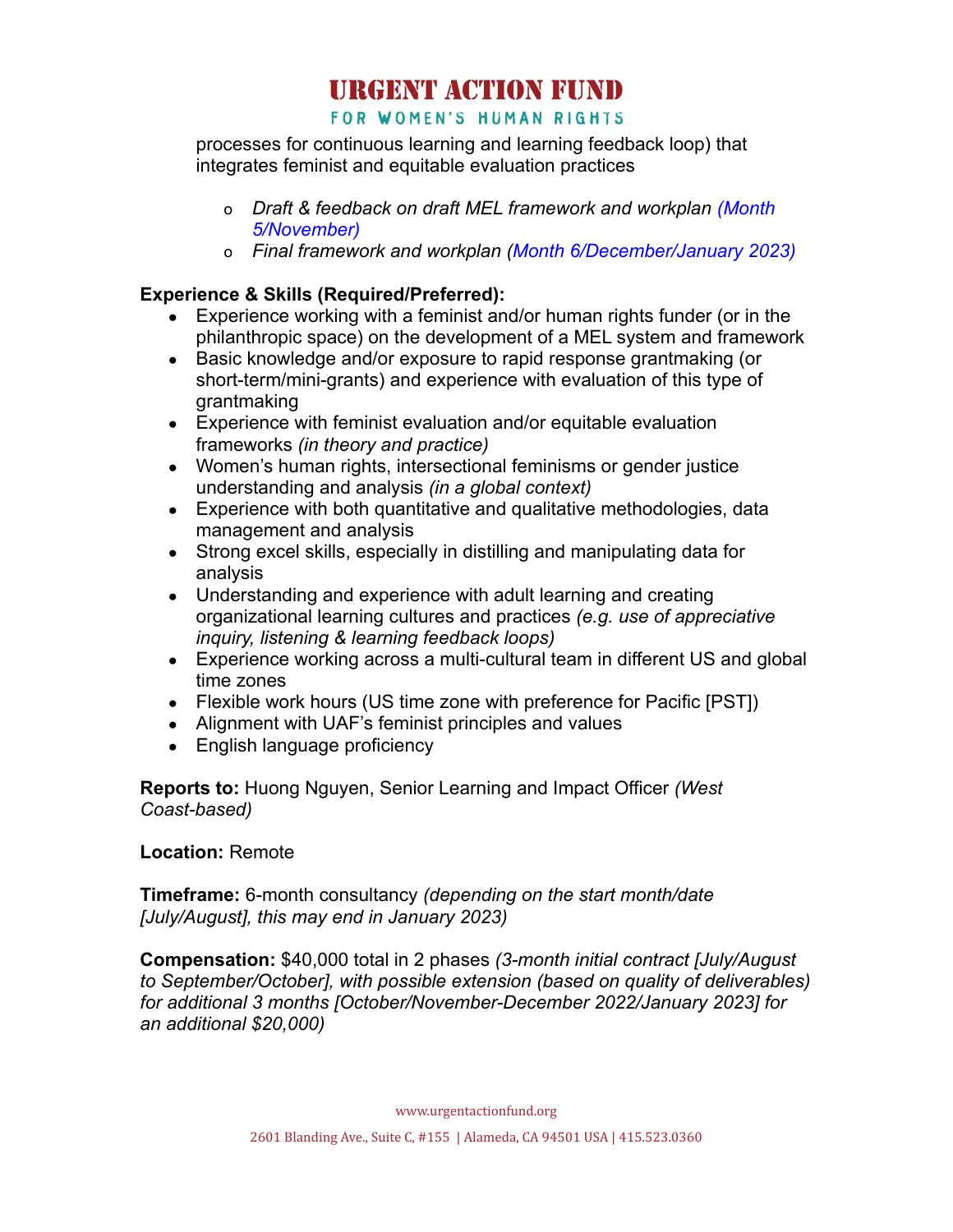processes for continuous learning and learning feedback loop) that integrates feminist and equitable evaluation practices

- *Draft & feedback on draft MEL framework and workplan (Month 5/November)*
- *Final framework and workplan (Month 6/December/January 2023)*

**Experience & Skills (Required/Preferred):**

- Experience working with a feminist and/or human rights funder (or in the philanthropic space) on the development of a MEL system and framework
- Basic knowledge and/or exposure to rapid response grantmaking (or short-term/mini-grants) and experience with evaluation of this type of grantmaking
- Experience with feminist evaluation and/or equitable evaluation frameworks *(in theory and practice)*
- Women's human rights, intersectional feminisms or gender justice understanding and analysis *(in a global context)*
- Experience with both quantitative and qualitative methodologies, data management and analysis
- Strong excel skills, especially in distilling and manipulating data for analysis
- Understanding and experience with adult learning and creating organizational learning cultures and practices *(e.g. use of appreciative inquiry, listening & learning feedback loops)*
- Experience working across a multi-cultural team in different US and global time zones
- Flexible work hours (US time zone with preference for Pacific [PST])
- Alignment with UAF's feminist principles and values
- English language proficiency

**Reports to:** Huong Nguyen, Senior Learning and Impact Officer *(West Coast-based)*

**Location:** Remote

**Timeframe:** 6-month consultancy *(depending on the start month/date [July/August], this may end in January 2023)*

**Compensation:** $40,000 total in 2 phases *(3-month initial contract [July/August to September/October], with possible extension (based on quality of deliverables) for additional 3 months [October/November-December 2022/January 2023] for an additional $20,000)*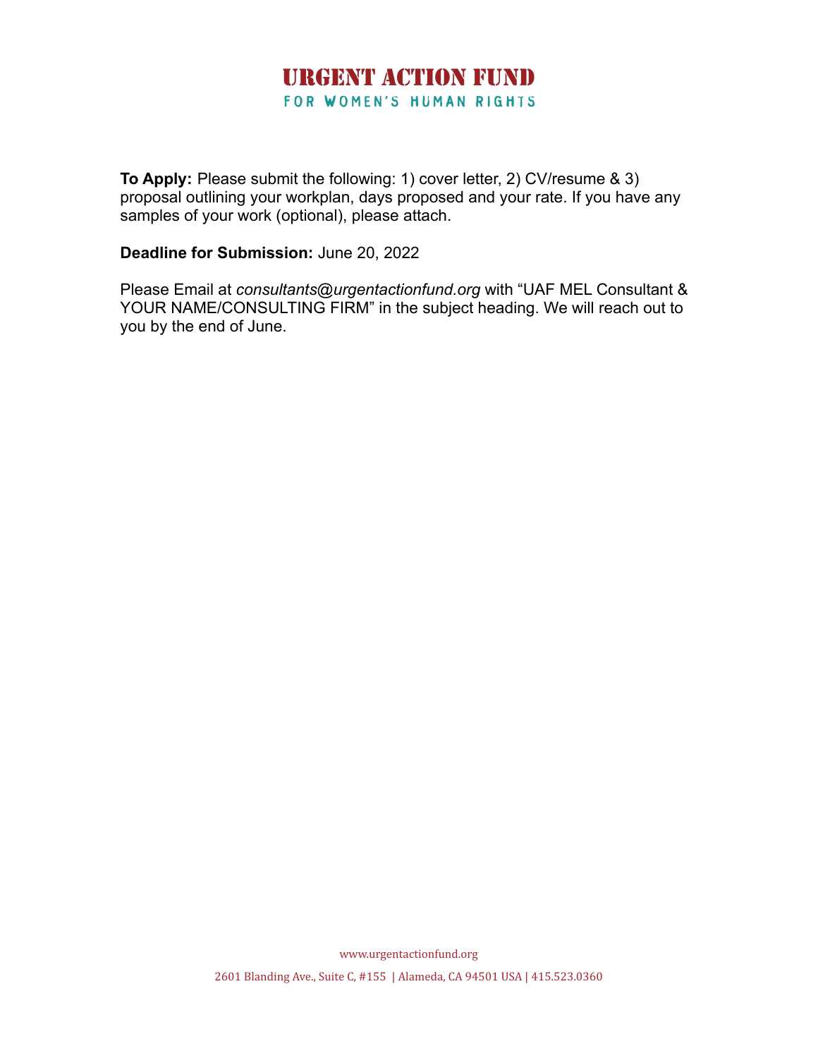**To Apply:** Please submit the following: 1) cover letter, 2) CV/resume & 3) proposal outlining your workplan, days proposed and your rate. If you have any samples of your work (optional), please attach.

**Deadline for Submission:** June 20, 2022

Please Email at *consultants@urgentactionfund.org* with "UAF MEL Consultant & YOUR NAME/CONSULTING FIRM" in the subject heading. We will reach out to you by the end of June.